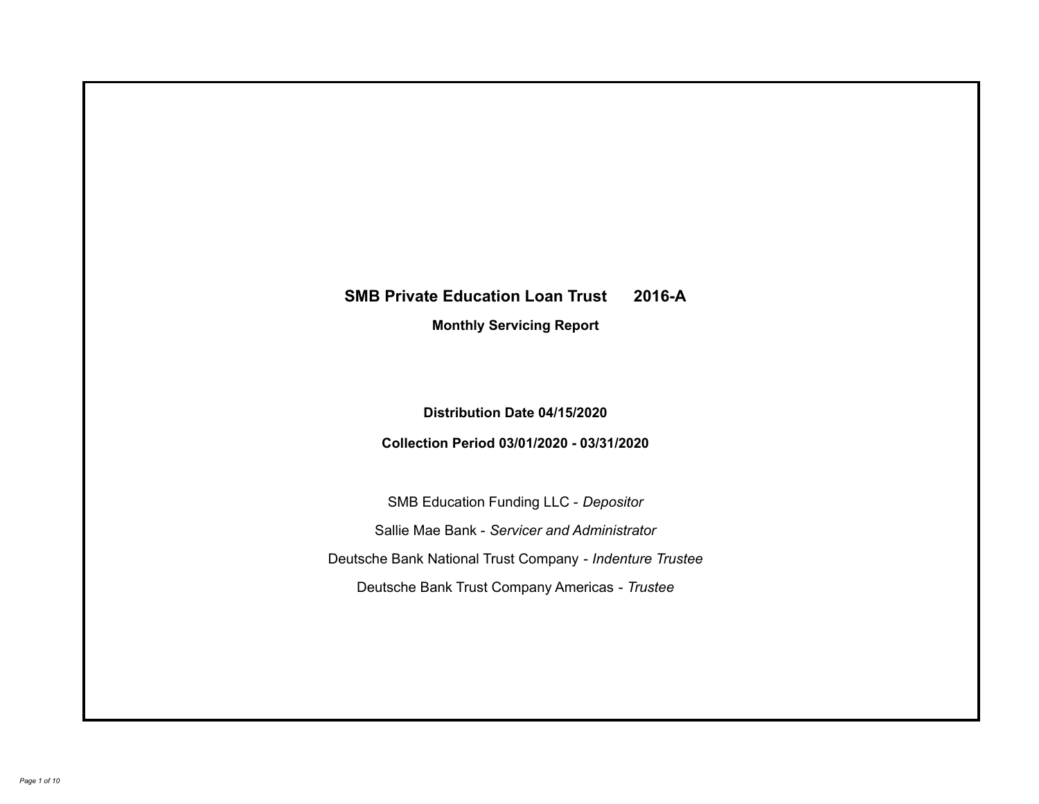# SMB Private Education Loan Trust 2016-A

## Monthly Servicing Report

**Distribution Date 04/15/2020**

**Collection Period 03/01/2020 - 03/31/2020**

SMB Education Funding LLC - *Depositor*

Sallie Mae Bank - *Servicer and Administrator*

Deutsche Bank National Trust Company - *Indenture Trustee*

Deutsche Bank Trust Company Americas - *Trustee*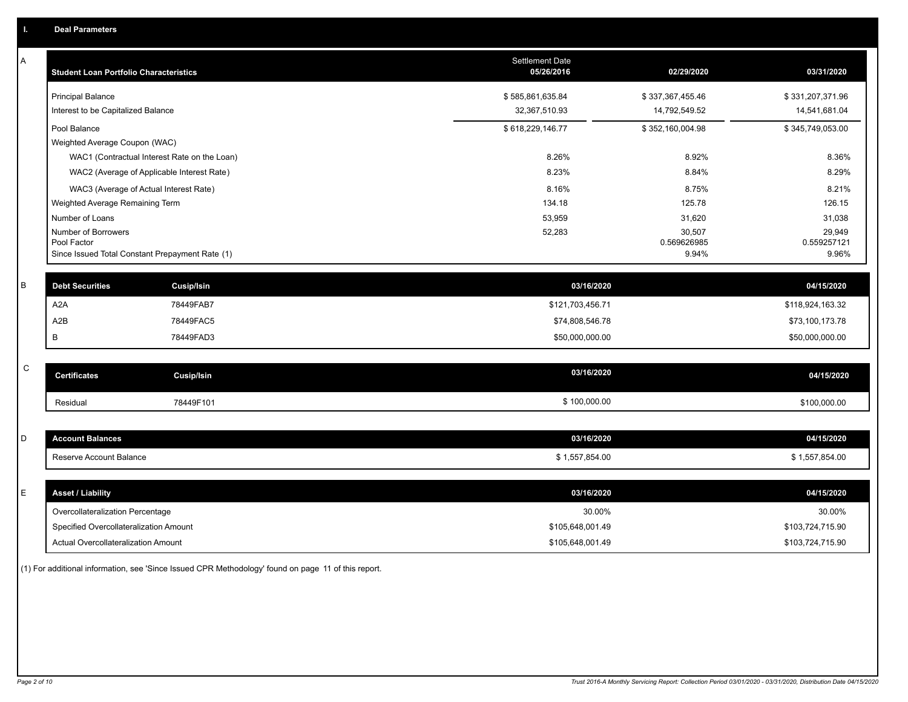## I. Deal Parameters

### A

| Student Loan Portfolio Characteristics | Settlement Date 05/26/2016 | 02/29/2020 | 03/31/2020 |
|---|---|---|---|
| Principal Balance | $ 585,861,635.84 | $ 337,367,455.46 | $ 331,207,371.96 |
| Interest to be Capitalized Balance | 32,367,510.93 | 14,792,549.52 | 14,541,681.04 |
| Pool Balance | $ 618,229,146.77 | $ 352,160,004.98 | $ 345,749,053.00 |
| Weighted Average Coupon (WAC) | | | |
| WAC1 (Contractual Interest Rate on the Loan) | 8.26% | 8.92% | 8.36% |
| WAC2 (Average of Applicable Interest Rate) | 8.23% | 8.84% | 8.29% |
| WAC3 (Average of Actual Interest Rate) | 8.16% | 8.75% | 8.21% |
| Weighted Average Remaining Term | 134.18 | 125.78 | 126.15 |
| Number of Loans | 53,959 | 31,620 | 31,038 |
| Number of Borrowers | 52,283 | 30,507 | 29,949 |
| Pool Factor | | 0.569626985 | 0.559257121 |
| Since Issued Total Constant Prepayment Rate (1) | | 9.94% | 9.96% |

### B

| Debt Securities | Cusip/Isin | 03/16/2020 | 04/15/2020 |
|---|---|---|---|
| A2A | 78449FAB7 | $121,703,456.71 | $118,924,163.32 |
| A2B | 78449FAC5 | $74,808,546.78 | $73,100,173.78 |
| B | 78449FAD3 | $50,000,000.00 | $50,000,000.00 |

### C

| Certificates | Cusip/Isin | 03/16/2020 | 04/15/2020 |
|---|---|---|---|
| Residual | 78449F101 | $ 100,000.00 | $100,000.00 |

### D

| Account Balances | 03/16/2020 | 04/15/2020 |
|---|---|---|
| Reserve Account Balance | $ 1,557,854.00 | $ 1,557,854.00 |

### E

| Asset / Liability | 03/16/2020 | 04/15/2020 |
|---|---|---|
| Overcollateralization Percentage | 30.00% | 30.00% |
| Specified Overcollateralization Amount | $105,648,001.49 | $103,724,715.90 |
| Actual Overcollateralization Amount | $105,648,001.49 | $103,724,715.90 |

(1) For additional information, see 'Since Issued CPR Methodology' found on page 11 of this report.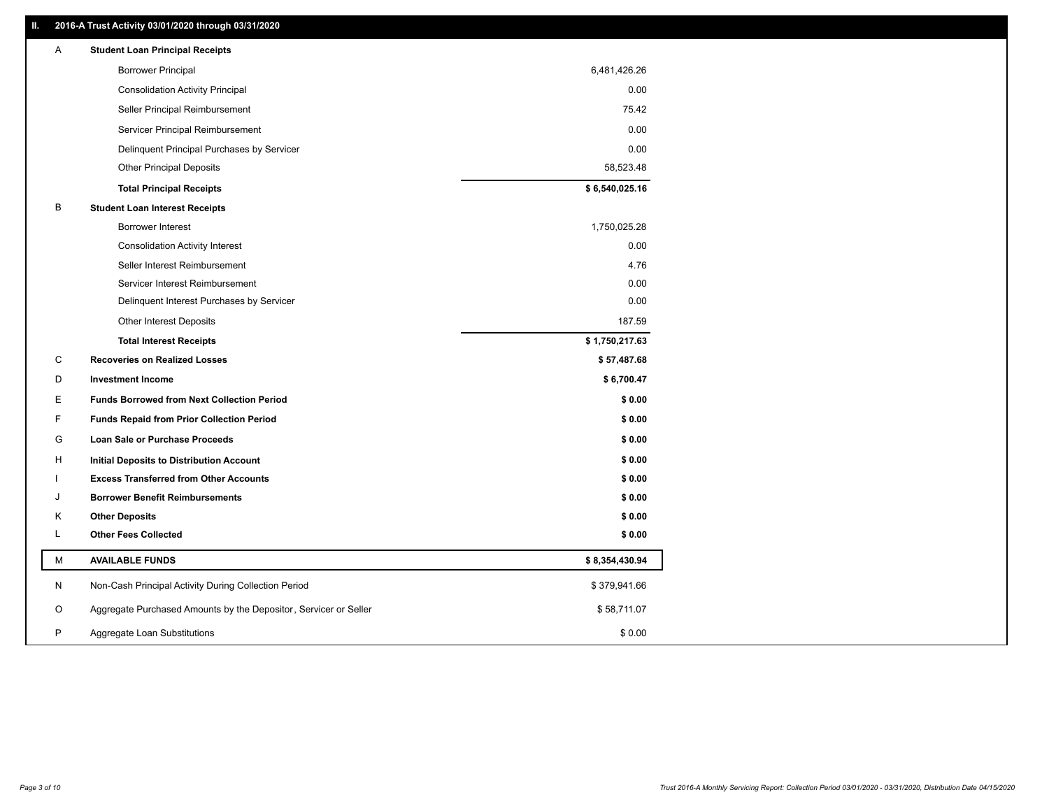## II. 2016-A Trust Activity 03/01/2020 through 03/31/2020

| | | |
|---|---|---|
| A | **Student Loan Principal Receipts** | |
| | Borrower Principal | 6,481,426.26 |
| | Consolidation Activity Principal | 0.00 |
| | Seller Principal Reimbursement | 75.42 |
| | Servicer Principal Reimbursement | 0.00 |
| | Delinquent Principal Purchases by Servicer | 0.00 |
| | Other Principal Deposits | 58,523.48 |
| | **Total Principal Receipts** | **$ 6,540,025.16** |
| B | **Student Loan Interest Receipts** | |
| | Borrower Interest | 1,750,025.28 |
| | Consolidation Activity Interest | 0.00 |
| | Seller Interest Reimbursement | 4.76 |
| | Servicer Interest Reimbursement | 0.00 |
| | Delinquent Interest Purchases by Servicer | 0.00 |
| | Other Interest Deposits | 187.59 |
| | **Total Interest Receipts** | **$ 1,750,217.63** |
| C | **Recoveries on Realized Losses** | **$ 57,487.68** |
| D | **Investment Income** | **$ 6,700.47** |
| E | **Funds Borrowed from Next Collection Period** | **$ 0.00** |
| F | **Funds Repaid from Prior Collection Period** | **$ 0.00** |
| G | **Loan Sale or Purchase Proceeds** | **$ 0.00** |
| H | **Initial Deposits to Distribution Account** | **$ 0.00** |
| I | **Excess Transferred from Other Accounts** | **$ 0.00** |
| J | **Borrower Benefit Reimbursements** | **$ 0.00** |
| K | **Other Deposits** | **$ 0.00** |
| L | **Other Fees Collected** | **$ 0.00** |
| M | **AVAILABLE FUNDS** | **$ 8,354,430.94** |
| N | Non-Cash Principal Activity During Collection Period | $ 379,941.66 |
| O | Aggregate Purchased Amounts by the Depositor, Servicer or Seller | $ 58,711.07 |
| P | Aggregate Loan Substitutions | $ 0.00 |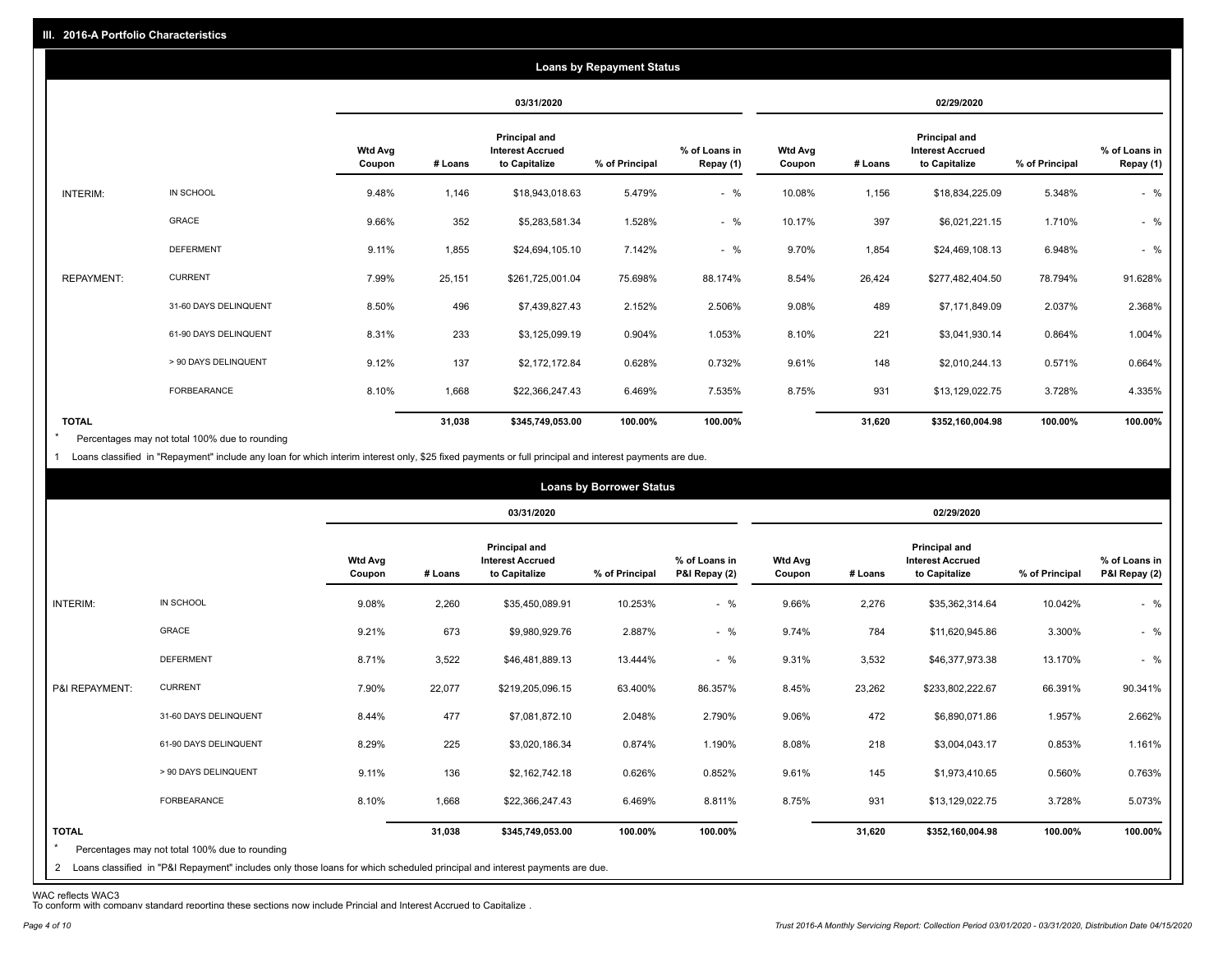## III. 2016-A Portfolio Characteristics

### Loans by Repayment Status

| | | 03/31/2020 | | | | | 02/29/2020 | | | | |
|---|---|---|---|---|---|---|---|---|---|---|---|
| | | Wtd Avg Coupon | # Loans | Principal and Interest Accrued to Capitalize | % of Principal | % of Loans in Repay (1) | Wtd Avg Coupon | # Loans | Principal and Interest Accrued to Capitalize | % of Principal | % of Loans in Repay (1) |
| INTERIM: | IN SCHOOL | 9.48% | 1,146 | $18,943,018.63 | 5.479% | - % | 10.08% | 1,156 | $18,834,225.09 | 5.348% | - % |
| | GRACE | 9.66% | 352 | $5,283,581.34 | 1.528% | - % | 10.17% | 397 | $6,021,221.15 | 1.710% | - % |
| | DEFERMENT | 9.11% | 1,855 | $24,694,105.10 | 7.142% | - % | 9.70% | 1,854 | $24,469,108.13 | 6.948% | - % |
| REPAYMENT: | CURRENT | 7.99% | 25,151 | $261,725,001.04 | 75.698% | 88.174% | 8.54% | 26,424 | $277,482,404.50 | 78.794% | 91.628% |
| | 31-60 DAYS DELINQUENT | 8.50% | 496 | $7,439,827.43 | 2.152% | 2.506% | 9.08% | 489 | $7,171,849.09 | 2.037% | 2.368% |
| | 61-90 DAYS DELINQUENT | 8.31% | 233 | $3,125,099.19 | 0.904% | 1.053% | 8.10% | 221 | $3,041,930.14 | 0.864% | 1.004% |
| | > 90 DAYS DELINQUENT | 9.12% | 137 | $2,172,172.84 | 0.628% | 0.732% | 9.61% | 148 | $2,010,244.13 | 0.571% | 0.664% |
| | FORBEARANCE | 8.10% | 1,668 | $22,366,247.43 | 6.469% | 7.535% | 8.75% | 931 | $13,129,022.75 | 3.728% | 4.335% |
| TOTAL | | | 31,038 | $345,749,053.00 | 100.00% | 100.00% | | 31,620 | $352,160,004.98 | 100.00% | 100.00% |

\* Percentages may not total 100% due to rounding

1 Loans classified in "Repayment" include any loan for which interim interest only, $25 fixed payments or full principal and interest payments are due.

### Loans by Borrower Status

| | | 03/31/2020 | | | | | 02/29/2020 | | | | |
|---|---|---|---|---|---|---|---|---|---|---|---|
| | | Wtd Avg Coupon | # Loans | Principal and Interest Accrued to Capitalize | % of Principal | % of Loans in P&I Repay (2) | Wtd Avg Coupon | # Loans | Principal and Interest Accrued to Capitalize | % of Principal | % of Loans in P&I Repay (2) |
| INTERIM: | IN SCHOOL | 9.08% | 2,260 | $35,450,089.91 | 10.253% | - % | 9.66% | 2,276 | $35,362,314.64 | 10.042% | - % |
| | GRACE | 9.21% | 673 | $9,980,929.76 | 2.887% | - % | 9.74% | 784 | $11,620,945.86 | 3.300% | - % |
| | DEFERMENT | 8.71% | 3,522 | $46,481,889.13 | 13.444% | - % | 9.31% | 3,532 | $46,377,973.38 | 13.170% | - % |
| P&I REPAYMENT: | CURRENT | 7.90% | 22,077 | $219,205,096.15 | 63.400% | 86.357% | 8.45% | 23,262 | $233,802,222.67 | 66.391% | 90.341% |
| | 31-60 DAYS DELINQUENT | 8.44% | 477 | $7,081,872.10 | 2.048% | 2.790% | 9.06% | 472 | $6,890,071.86 | 1.957% | 2.662% |
| | 61-90 DAYS DELINQUENT | 8.29% | 225 | $3,020,186.34 | 0.874% | 1.190% | 8.08% | 218 | $3,004,043.17 | 0.853% | 1.161% |
| | > 90 DAYS DELINQUENT | 9.11% | 136 | $2,162,742.18 | 0.626% | 0.852% | 9.61% | 145 | $1,973,410.65 | 0.560% | 0.763% |
| | FORBEARANCE | 8.10% | 1,668 | $22,366,247.43 | 6.469% | 8.811% | 8.75% | 931 | $13,129,022.75 | 3.728% | 5.073% |
| TOTAL | | | 31,038 | $345,749,053.00 | 100.00% | 100.00% | | 31,620 | $352,160,004.98 | 100.00% | 100.00% |

\* Percentages may not total 100% due to rounding

2 Loans classified in "P&I Repayment" includes only those loans for which scheduled principal and interest payments are due.

WAC reflects WAC3

To conform with company standard reporting these sections now include Princial and Interest Accrued to Capitalize .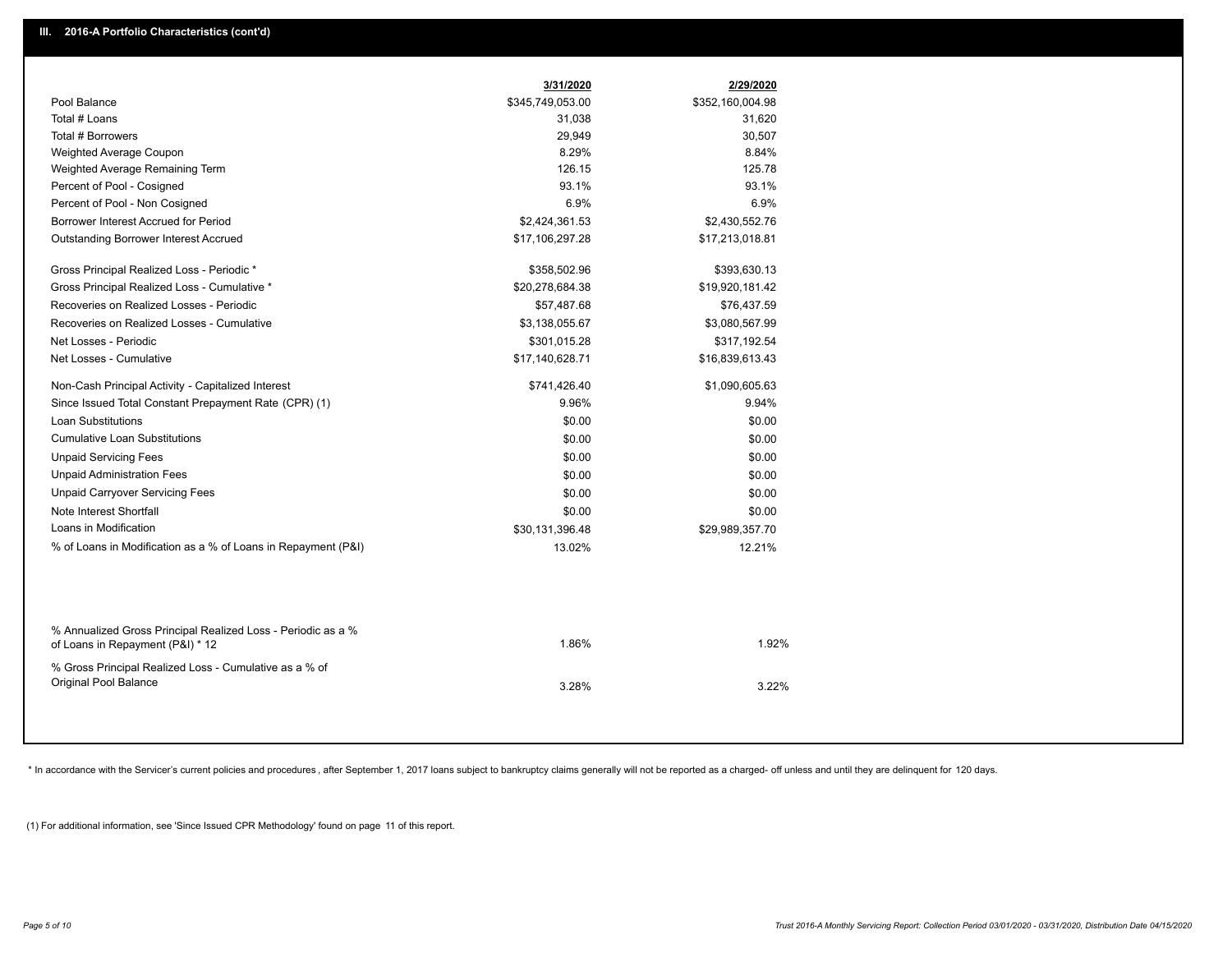## III. 2016-A Portfolio Characteristics (cont'd)

| | 3/31/2020 | 2/29/2020 |
|---|---|---|
| Pool Balance | $345,749,053.00 | $352,160,004.98 |
| Total # Loans | 31,038 | 31,620 |
| Total # Borrowers | 29,949 | 30,507 |
| Weighted Average Coupon | 8.29% | 8.84% |
| Weighted Average Remaining Term | 126.15 | 125.78 |
| Percent of Pool - Cosigned | 93.1% | 93.1% |
| Percent of Pool - Non Cosigned | 6.9% | 6.9% |
| Borrower Interest Accrued for Period | $2,424,361.53 | $2,430,552.76 |
| Outstanding Borrower Interest Accrued | $17,106,297.28 | $17,213,018.81 |
| Gross Principal Realized Loss - Periodic * | $358,502.96 | $393,630.13 |
| Gross Principal Realized Loss - Cumulative * | $20,278,684.38 | $19,920,181.42 |
| Recoveries on Realized Losses - Periodic | $57,487.68 | $76,437.59 |
| Recoveries on Realized Losses - Cumulative | $3,138,055.67 | $3,080,567.99 |
| Net Losses - Periodic | $301,015.28 | $317,192.54 |
| Net Losses - Cumulative | $17,140,628.71 | $16,839,613.43 |
| Non-Cash Principal Activity - Capitalized Interest | $741,426.40 | $1,090,605.63 |
| Since Issued Total Constant Prepayment Rate (CPR) (1) | 9.96% | 9.94% |
| Loan Substitutions | $0.00 | $0.00 |
| Cumulative Loan Substitutions | $0.00 | $0.00 |
| Unpaid Servicing Fees | $0.00 | $0.00 |
| Unpaid Administration Fees | $0.00 | $0.00 |
| Unpaid Carryover Servicing Fees | $0.00 | $0.00 |
| Note Interest Shortfall | $0.00 | $0.00 |
| Loans in Modification | $30,131,396.48 | $29,989,357.70 |
| % of Loans in Modification as a % of Loans in Repayment (P&I) | 13.02% | 12.21% |
| % Annualized Gross Principal Realized Loss - Periodic as a % of Loans in Repayment (P&I) * 12 | 1.86% | 1.92% |
| % Gross Principal Realized Loss - Cumulative as a % of Original Pool Balance | 3.28% | 3.22% |

* In accordance with the Servicer's current policies and procedures , after September 1, 2017 loans subject to bankruptcy claims generally will not be reported as a charged- off unless and until they are delinquent for 120 days.

(1) For additional information, see 'Since Issued CPR Methodology' found on page 11 of this report.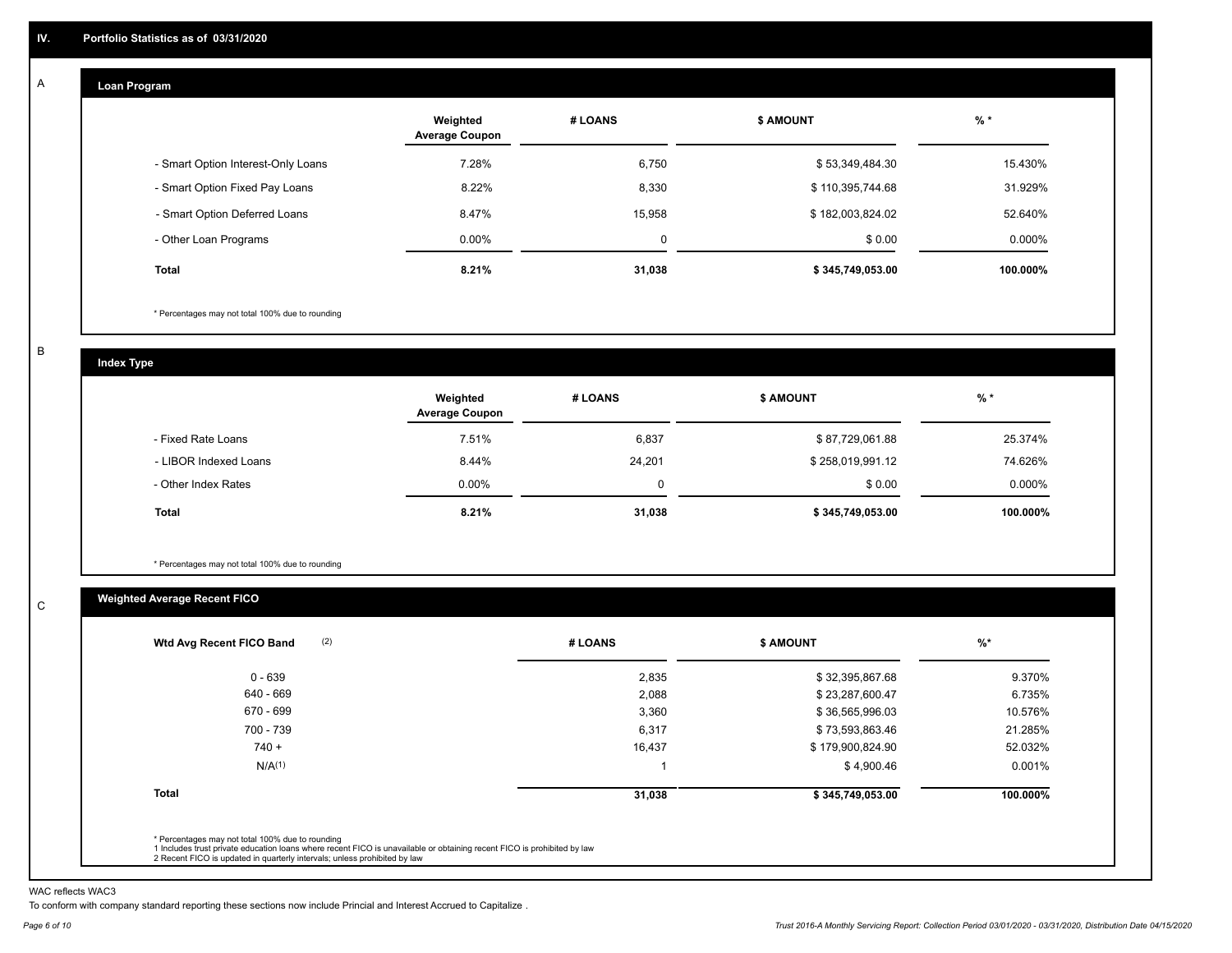## IV. Portfolio Statistics as of 03/31/2020

### A — Loan Program

| | Weighted Average Coupon | # LOANS | $ AMOUNT | % * |
|---|---|---|---|---|
| - Smart Option Interest-Only Loans | 7.28% | 6,750 | $ 53,349,484.30 | 15.430% |
| - Smart Option Fixed Pay Loans | 8.22% | 8,330 | $ 110,395,744.68 | 31.929% |
| - Smart Option Deferred Loans | 8.47% | 15,958 | $ 182,003,824.02 | 52.640% |
| - Other Loan Programs | 0.00% | 0 | $ 0.00 | 0.000% |
| **Total** | **8.21%** | **31,038** | **$ 345,749,053.00** | **100.000%** |

* Percentages may not total 100% due to rounding

### B — Index Type

| | Weighted Average Coupon | # LOANS | $ AMOUNT | % * |
|---|---|---|---|---|
| - Fixed Rate Loans | 7.51% | 6,837 | $ 87,729,061.88 | 25.374% |
| - LIBOR Indexed Loans | 8.44% | 24,201 | $ 258,019,991.12 | 74.626% |
| - Other Index Rates | 0.00% | 0 | $ 0.00 | 0.000% |
| **Total** | **8.21%** | **31,038** | **$ 345,749,053.00** | **100.000%** |

* Percentages may not total 100% due to rounding

### C — Weighted Average Recent FICO

| Wtd Avg Recent FICO Band (2) | # LOANS | $ AMOUNT | %* |
|---|---|---|---|
| 0 - 639 | 2,835 | $ 32,395,867.68 | 9.370% |
| 640 - 669 | 2,088 | $ 23,287,600.47 | 6.735% |
| 670 - 699 | 3,360 | $ 36,565,996.03 | 10.576% |
| 700 - 739 | 6,317 | $ 73,593,863.46 | 21.285% |
| 740 + | 16,437 | $ 179,900,824.90 | 52.032% |
| N/A(1) | 1 | $ 4,900.46 | 0.001% |
| **Total** | **31,038** | **$ 345,749,053.00** | **100.000%** |

* Percentages may not total 100% due to rounding
1 Includes trust private education loans where recent FICO is unavailable or obtaining recent FICO is prohibited by law
2 Recent FICO is updated in quarterly intervals; unless prohibited by law

WAC reflects WAC3

To conform with company standard reporting these sections now include Princial and Interest Accrued to Capitalize .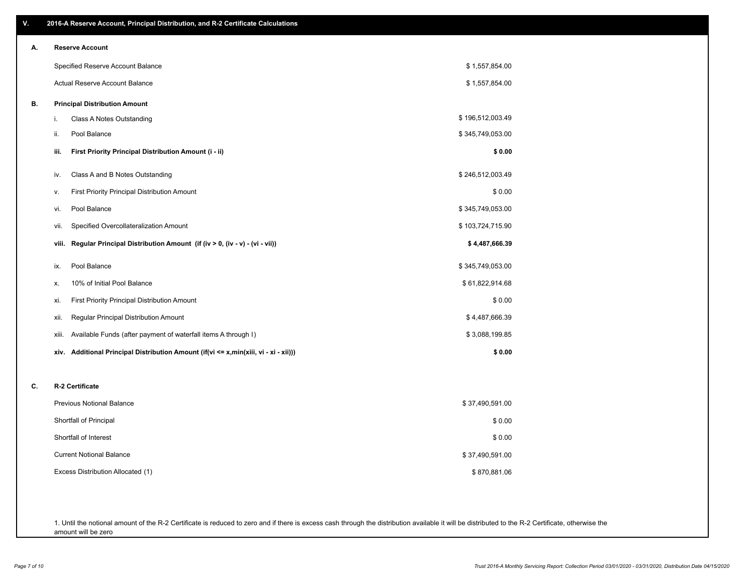## V. 2016-A Reserve Account, Principal Distribution, and R-2 Certificate Calculations

### A. Reserve Account

| | |
|---|---|
| Specified Reserve Account Balance | $ 1,557,854.00 |
| Actual Reserve Account Balance | $ 1,557,854.00 |

### B. Principal Distribution Amount

| | | |
|---|---|---|
| i. | Class A Notes Outstanding | $ 196,512,003.49 |
| ii. | Pool Balance | $ 345,749,053.00 |
| **iii.** | **First Priority Principal Distribution Amount (i - ii)** | **$ 0.00** |
| iv. | Class A and B Notes Outstanding | $ 246,512,003.49 |
| v. | First Priority Principal Distribution Amount | $ 0.00 |
| vi. | Pool Balance | $ 345,749,053.00 |
| vii. | Specified Overcollateralization Amount | $ 103,724,715.90 |
| **viii.** | **Regular Principal Distribution Amount (if (iv > 0, (iv - v) - (vi - vii))** | **$ 4,487,666.39** |
| ix. | Pool Balance | $ 345,749,053.00 |
| x. | 10% of Initial Pool Balance | $ 61,822,914.68 |
| xi. | First Priority Principal Distribution Amount | $ 0.00 |
| xii. | Regular Principal Distribution Amount | $ 4,487,666.39 |
| xiii. | Available Funds (after payment of waterfall items A through I) | $ 3,088,199.85 |
| **xiv.** | **Additional Principal Distribution Amount (if(vi <= x,min(xiii, vi - xi - xii)))** | **$ 0.00** |

### C. R-2 Certificate

| | |
|---|---|
| Previous Notional Balance | $ 37,490,591.00 |
| Shortfall of Principal | $ 0.00 |
| Shortfall of Interest | $ 0.00 |
| Current Notional Balance | $ 37,490,591.00 |
| Excess Distribution Allocated (1) | $ 870,881.06 |

1. Until the notional amount of the R-2 Certificate is reduced to zero and if there is excess cash through the distribution available it will be distributed to the R-2 Certificate, otherwise the amount will be zero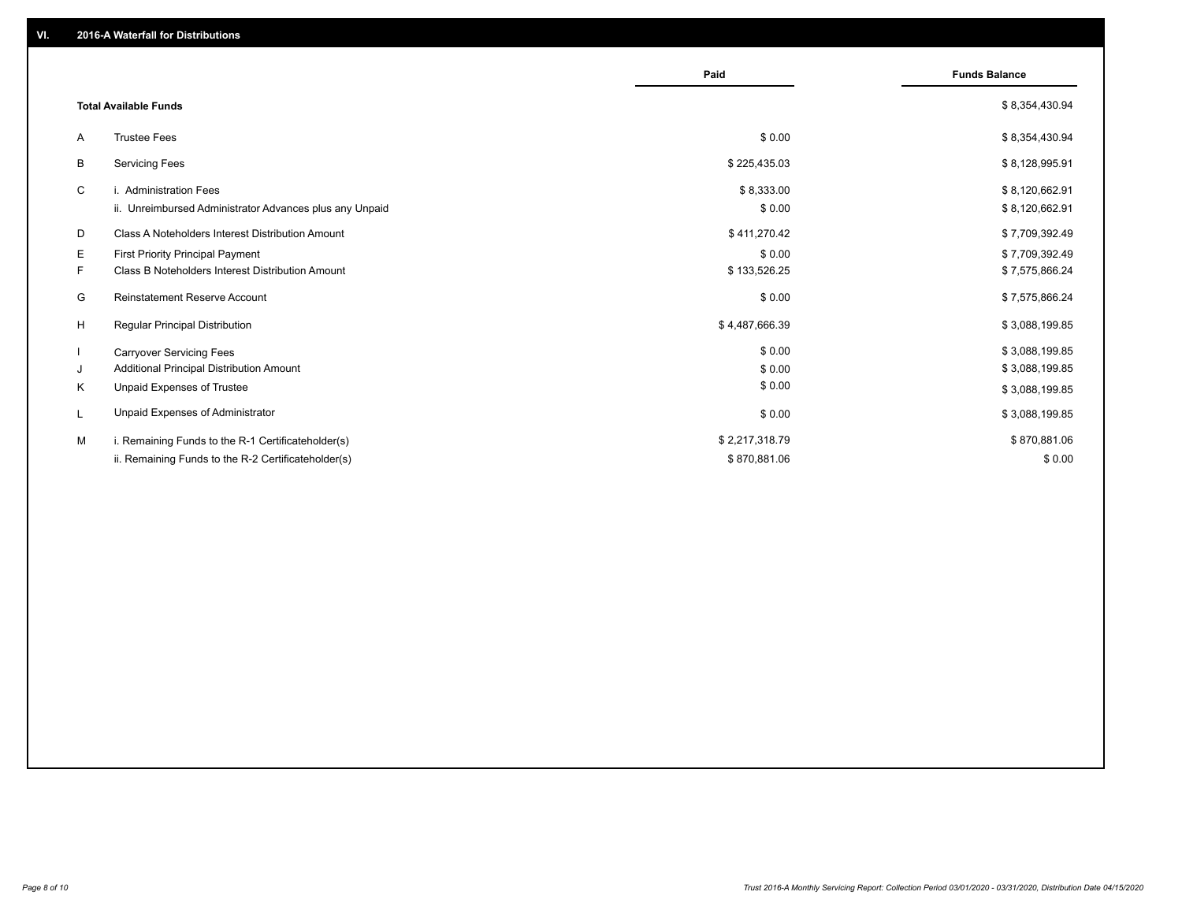## VI. 2016-A Waterfall for Distributions

| | | Paid | Funds Balance |
|---|---|---|---|
| | **Total Available Funds** | | $ 8,354,430.94 |
| A | Trustee Fees | $ 0.00 | $ 8,354,430.94 |
| B | Servicing Fees | $ 225,435.03 | $ 8,128,995.91 |
| C | i. Administration Fees | $ 8,333.00 | $ 8,120,662.91 |
| | ii. Unreimbursed Administrator Advances plus any Unpaid | $ 0.00 | $ 8,120,662.91 |
| D | Class A Noteholders Interest Distribution Amount | $ 411,270.42 | $ 7,709,392.49 |
| E | First Priority Principal Payment | $ 0.00 | $ 7,709,392.49 |
| F | Class B Noteholders Interest Distribution Amount | $ 133,526.25 | $ 7,575,866.24 |
| G | Reinstatement Reserve Account | $ 0.00 | $ 7,575,866.24 |
| H | Regular Principal Distribution | $ 4,487,666.39 | $ 3,088,199.85 |
| I | Carryover Servicing Fees | $ 0.00 | $ 3,088,199.85 |
| J | Additional Principal Distribution Amount | $ 0.00 | $ 3,088,199.85 |
| K | Unpaid Expenses of Trustee | $ 0.00 | $ 3,088,199.85 |
| L | Unpaid Expenses of Administrator | $ 0.00 | $ 3,088,199.85 |
| M | i. Remaining Funds to the R-1 Certificateholder(s) | $ 2,217,318.79 | $ 870,881.06 |
| | ii. Remaining Funds to the R-2 Certificateholder(s) | $ 870,881.06 | $ 0.00 |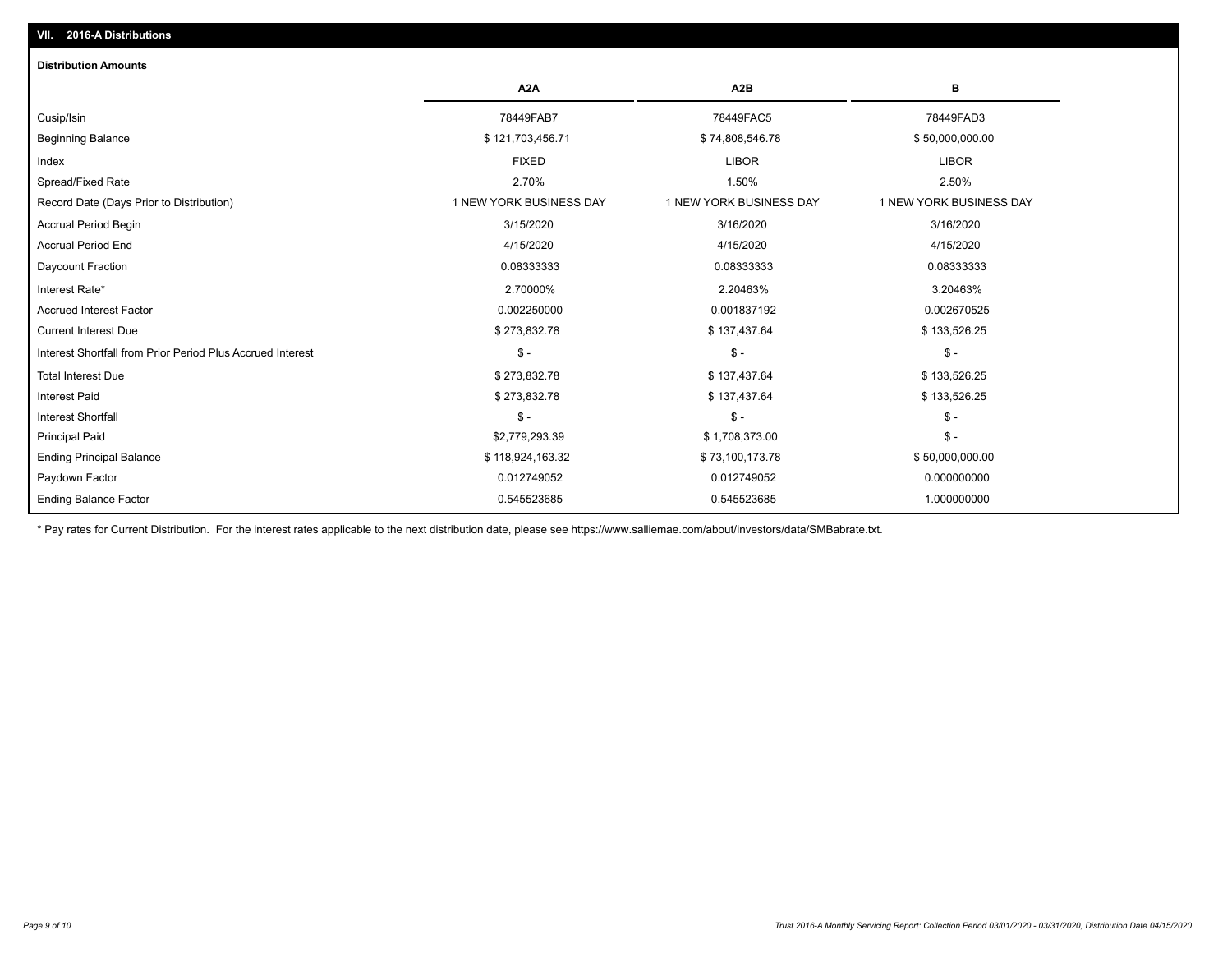## VII. 2016-A Distributions

### Distribution Amounts

| | A2A | A2B | B |
|---|---|---|---|
| Cusip/Isin | 78449FAB7 | 78449FAC5 | 78449FAD3 |
| Beginning Balance | $ 121,703,456.71 | $ 74,808,546.78 | $ 50,000,000.00 |
| Index | FIXED | LIBOR | LIBOR |
| Spread/Fixed Rate | 2.70% | 1.50% | 2.50% |
| Record Date (Days Prior to Distribution) | 1 NEW YORK BUSINESS DAY | 1 NEW YORK BUSINESS DAY | 1 NEW YORK BUSINESS DAY |
| Accrual Period Begin | 3/15/2020 | 3/16/2020 | 3/16/2020 |
| Accrual Period End | 4/15/2020 | 4/15/2020 | 4/15/2020 |
| Daycount Fraction | 0.08333333 | 0.08333333 | 0.08333333 |
| Interest Rate* | 2.70000% | 2.20463% | 3.20463% |
| Accrued Interest Factor | 0.002250000 | 0.001837192 | 0.002670525 |
| Current Interest Due | $ 273,832.78 | $ 137,437.64 | $ 133,526.25 |
| Interest Shortfall from Prior Period Plus Accrued Interest | $ - | $ - | $ - |
| Total Interest Due | $ 273,832.78 | $ 137,437.64 | $ 133,526.25 |
| Interest Paid | $ 273,832.78 | $ 137,437.64 | $ 133,526.25 |
| Interest Shortfall | $ - | $ - | $ - |
| Principal Paid | $2,779,293.39 | $ 1,708,373.00 | $ - |
| Ending Principal Balance | $ 118,924,163.32 | $ 73,100,173.78 | $ 50,000,000.00 |
| Paydown Factor | 0.012749052 | 0.012749052 | 0.000000000 |
| Ending Balance Factor | 0.545523685 | 0.545523685 | 1.000000000 |

* Pay rates for Current Distribution. For the interest rates applicable to the next distribution date, please see https://www.salliemae.com/about/investors/data/SMBabrate.txt.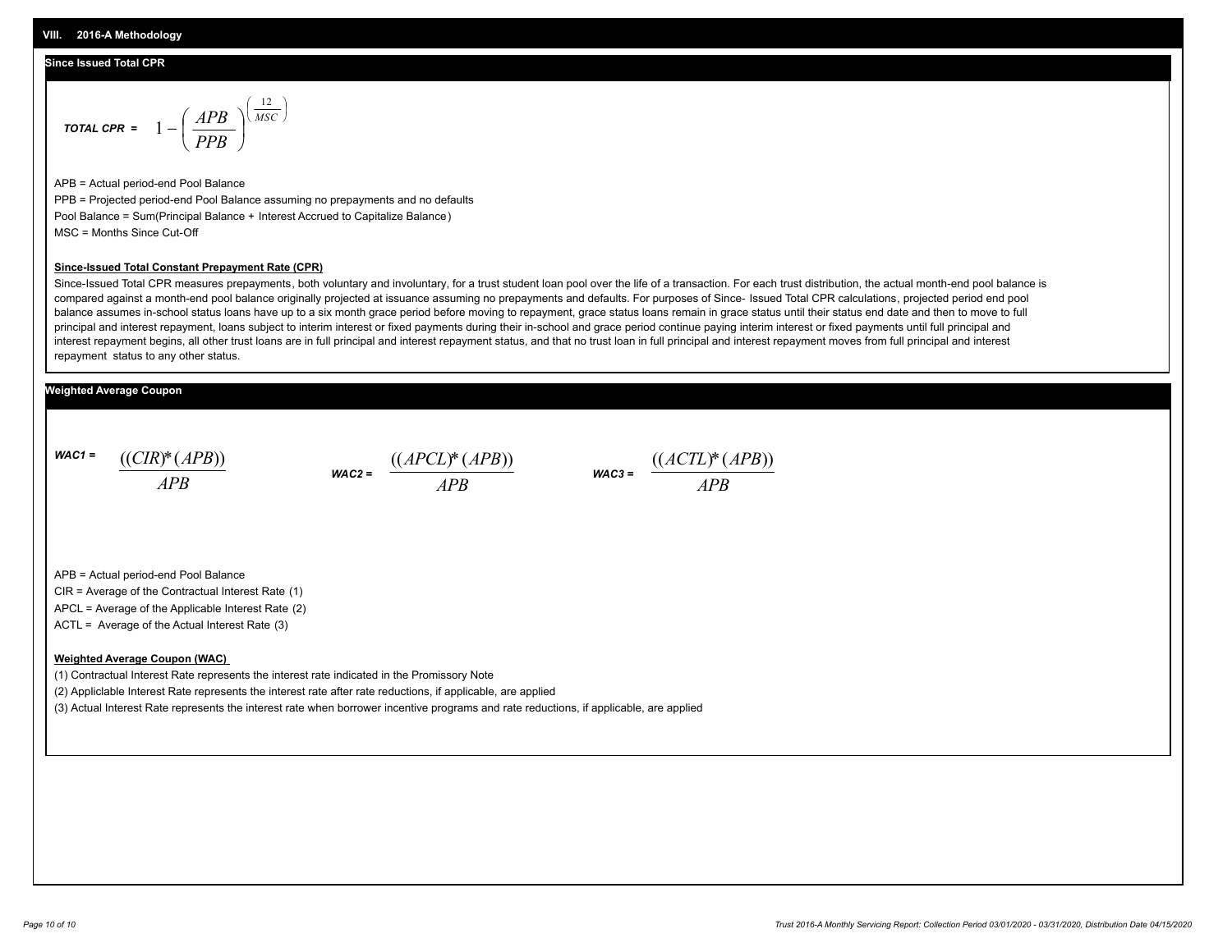## VIII. 2016-A Methodology

### Since Issued Total CPR

***TOTAL CPR =*** $$1-\left(\frac{APB}{PPB}\right)^{\left(\frac{12}{MSC}\right)}$$

APB = Actual period-end Pool Balance

PPB = Projected period-end Pool Balance assuming no prepayments and no defaults

Pool Balance = Sum(Principal Balance + Interest Accrued to Capitalize Balance)

MSC = Months Since Cut-Off

**Since-Issued Total Constant Prepayment Rate (CPR)**

Since-Issued Total CPR measures prepayments, both voluntary and involuntary, for a trust student loan pool over the life of a transaction. For each trust distribution, the actual month-end pool balance is compared against a month-end pool balance originally projected at issuance assuming no prepayments and defaults. For purposes of Since- Issued Total CPR calculations, projected period end pool balance assumes in-school status loans have up to a six month grace period before moving to repayment, grace status loans remain in grace status until their status end date and then to move to full principal and interest repayment, loans subject to interim interest or fixed payments during their in-school and grace period continue paying interim interest or fixed payments until full principal and interest repayment begins, all other trust loans are in full principal and interest repayment status, and that no trust loan in full principal and interest repayment moves from full principal and interest repayment status to any other status.

### Weighted Average Coupon

***WAC1 =*** $$\frac{((CIR)*(APB))}{APB}$$

***WAC2 =*** $$\frac{((APCL)*(APB))}{APB}$$

***WAC3 =*** $$\frac{((ACTL)*(APB))}{APB}$$

APB = Actual period-end Pool Balance

CIR = Average of the Contractual Interest Rate (1)

APCL = Average of the Applicable Interest Rate (2)

ACTL = Average of the Actual Interest Rate (3)

**Weighted Average Coupon (WAC)**

(1) Contractual Interest Rate represents the interest rate indicated in the Promissory Note

(2) Appliclable Interest Rate represents the interest rate after rate reductions, if applicable, are applied

(3) Actual Interest Rate represents the interest rate when borrower incentive programs and rate reductions, if applicable, are applied